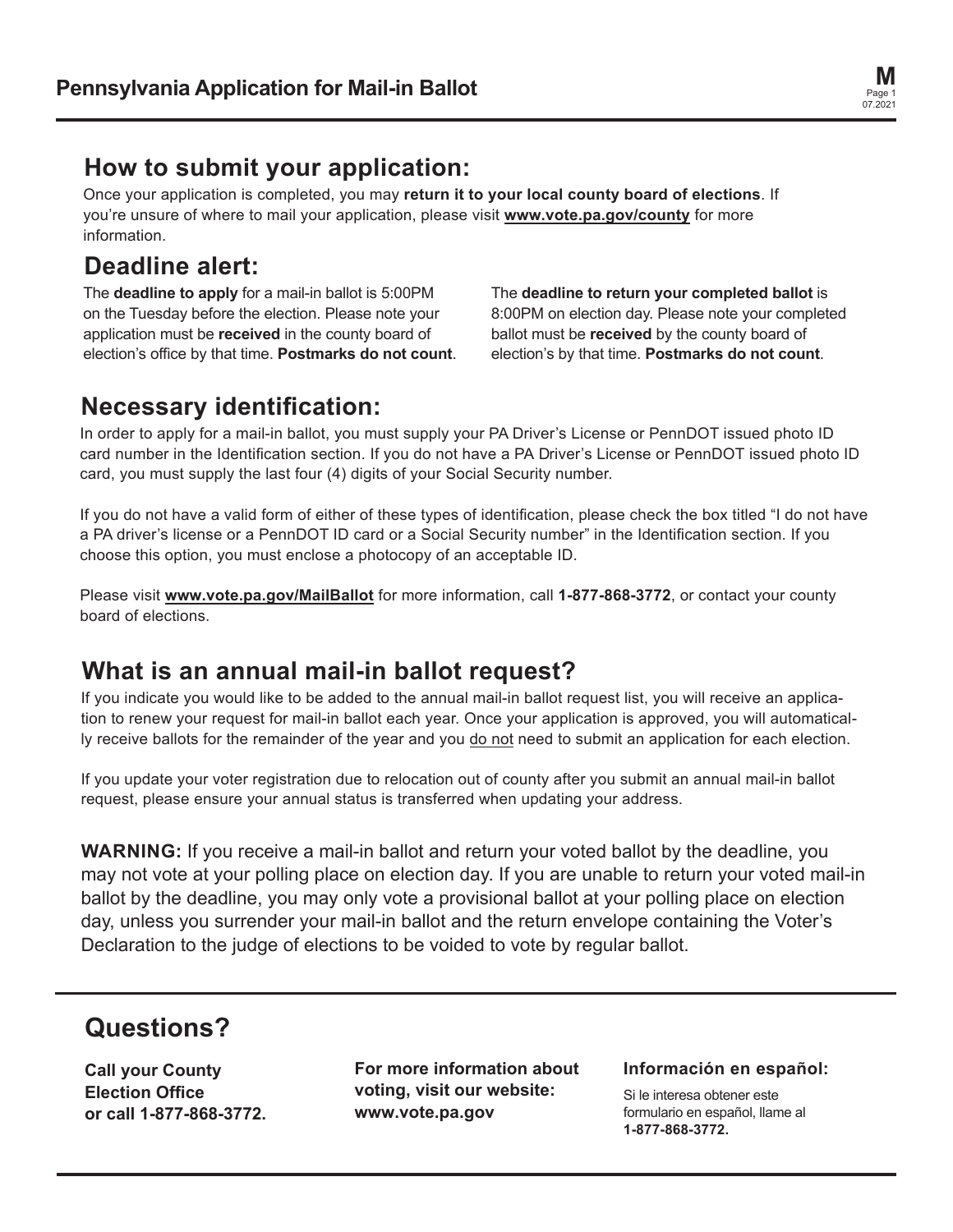# Pennsylvania Application for Mail-in Ballot

M

## How to submit your application:

Once your application is completed, you may **return it to your local county board of elections**. If you're unsure of where to mail your application, please visit **www.vote.pa.gov/county** for more information.

## Deadline alert:

The **deadline to apply** for a mail-in ballot is 5:00PM on the Tuesday before the election. Please note your application must be **received** in the county board of election's office by that time. **Postmarks do not count**.

The **deadline to return your completed ballot** is 8:00PM on election day. Please note your completed ballot must be **received** by the county board of election's by that time. **Postmarks do not count**.

## Necessary identification:

In order to apply for a mail-in ballot, you must supply your PA Driver's License or PennDOT issued photo ID card number in the Identification section. If you do not have a PA Driver's License or PennDOT issued photo ID card, you must supply the last four (4) digits of your Social Security number.

If you do not have a valid form of either of these types of identification, please check the box titled "I do not have a PA driver's license or a PennDOT ID card or a Social Security number" in the Identification section. If you choose this option, you must enclose a photocopy of an acceptable ID.

Please visit **www.vote.pa.gov/MailBallot** for more information, call **1-877-868-3772**, or contact your county board of elections.

## What is an annual mail-in ballot request?

If you indicate you would like to be added to the annual mail-in ballot request list, you will receive an application to renew your request for mail-in ballot each year. Once your application is approved, you will automatically receive ballots for the remainder of the year and you do not need to submit an application for each election.

If you update your voter registration due to relocation out of county after you submit an annual mail-in ballot request, please ensure your annual status is transferred when updating your address.

**WARNING:** If you receive a mail-in ballot and return your voted ballot by the deadline, you may not vote at your polling place on election day. If you are unable to return your voted mail-in ballot by the deadline, you may only vote a provisional ballot at your polling place on election day, unless you surrender your mail-in ballot and the return envelope containing the Voter's Declaration to the judge of elections to be voided to vote by regular ballot.

## Questions?

**Call your County Election Office or call 1-877-868-3772.**

**For more information about voting, visit our website: www.vote.pa.gov**

**Información en español:**

Si le interesa obtener este formulario en español, llame al **1-877-868-3772.**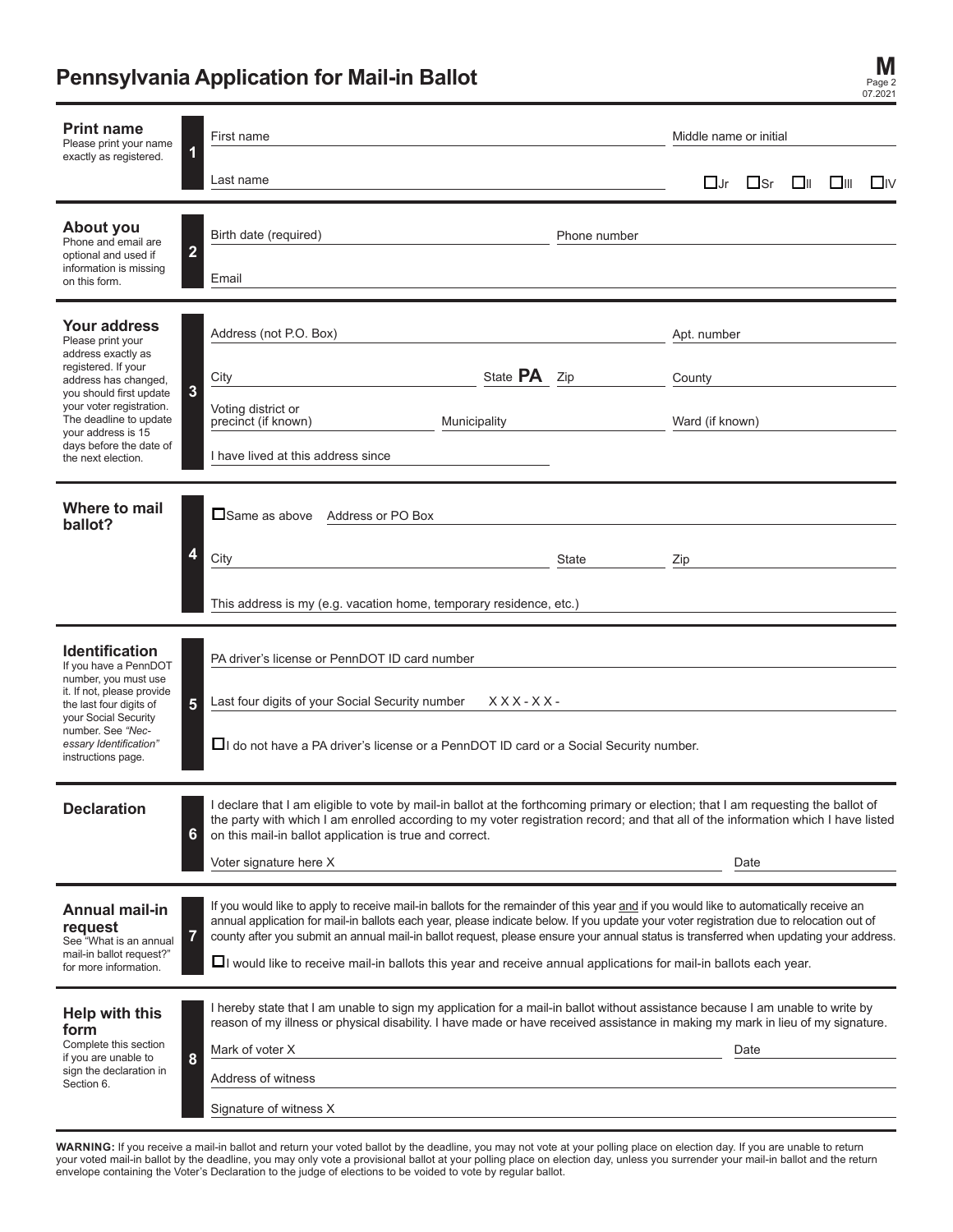# Pennsylvania Application for Mail-in Ballot

**M**
Page 2
07.2021

## 1. Print name

Please print your name exactly as registered.

First name ____________________ Middle name or initial ____________________

Last name ____________________ ☐ Jr ☐ Sr ☐ II ☐ III ☐ IV

## 2. About you

Phone and email are optional and used if information is missing on this form.

Birth date (required) ____________________ Phone number ____________________

Email ____________________

## 3. Your address

Please print your address exactly as registered. If your address has changed, you should first update your voter registration. The deadline to update your address is 15 days before the date of the next election.

Address (not P.O. Box) ____________________ Apt. number ____________________

City ____________________ State **PA** Zip ____________________ County ____________________

Voting district or precinct (if known) ____________________ Municipality ____________________ Ward (if known) ____________________

I have lived at this address since ____________________

## 4. Where to mail ballot?

☐ Same as above Address or PO Box ____________________

City ____________________ State ____________________ Zip ____________________

This address is my (e.g. vacation home, temporary residence, etc.) ____________________

## 5. Identification

If you have a PennDOT number, you must use it. If not, please provide the last four digits of your Social Security number. See *"Necessary Identification"* instructions page.

PA driver's license or PennDOT ID card number ____________________

Last four digits of your Social Security number X X X - X X - ____________________

☐ I do not have a PA driver's license or a PennDOT ID card or a Social Security number.

## 6. Declaration

I declare that I am eligible to vote by mail-in ballot at the forthcoming primary or election; that I am requesting the ballot of the party with which I am enrolled according to my voter registration record; and that all of the information which I have listed on this mail-in ballot application is true and correct.

Voter signature here X ____________________ Date ____________________

## 7. Annual mail-in request

See "What is an annual mail-in ballot request?" for more information.

If you would like to apply to receive mail-in ballots for the remainder of this year and if you would like to automatically receive an annual application for mail-in ballots each year, please indicate below. If you update your voter registration due to relocation out of county after you submit an annual mail-in ballot request, please ensure your annual status is transferred when updating your address.

☐ I would like to receive mail-in ballots this year and receive annual applications for mail-in ballots each year.

## 8. Help with this form

Complete this section if you are unable to sign the declaration in Section 6.

I hereby state that I am unable to sign my application for a mail-in ballot without assistance because I am unable to write by reason of my illness or physical disability. I have made or have received assistance in making my mark in lieu of my signature.

Mark of voter X ____________________ Date ____________________

Address of witness ____________________

Signature of witness X ____________________

**WARNING:** If you receive a mail-in ballot and return your voted ballot by the deadline, you may not vote at your polling place on election day. If you are unable to return your voted mail-in ballot by the deadline, you may only vote a provisional ballot at your polling place on election day, unless you surrender your mail-in ballot and the return envelope containing the Voter's Declaration to the judge of elections to be voided to vote by regular ballot.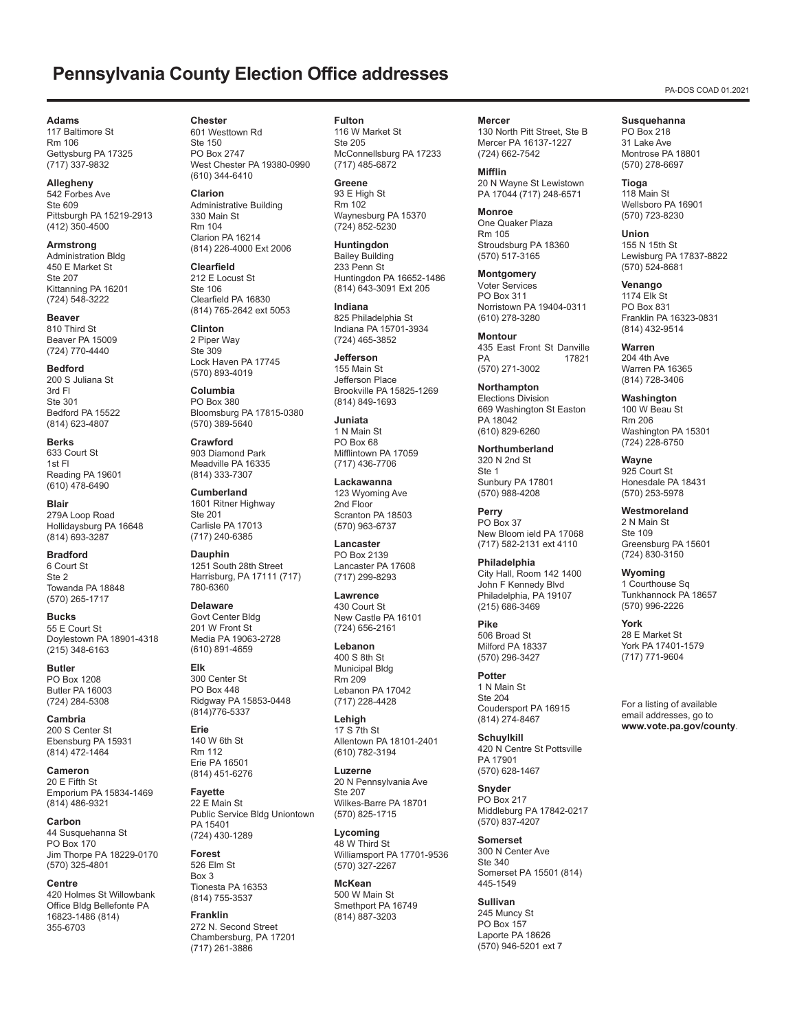# Pennsylvania County Election Office addresses

PA-DOS COAD 01.2021

**Adams**
117 Baltimore St
Rm 106
Gettysburg PA 17325
(717) 337-9832

**Allegheny**
542 Forbes Ave
Ste 609
Pittsburgh PA 15219-2913
(412) 350-4500

**Armstrong**
Administration Bldg
450 E Market St
Ste 207
Kittanning PA 16201
(724) 548-3222

**Beaver**
810 Third St
Beaver PA 15009
(724) 770-4440

**Bedford**
200 S Juliana St
3rd Fl
Ste 301
Bedford PA 15522
(814) 623-4807

**Berks**
633 Court St
1st Fl
Reading PA 19601
(610) 478-6490

**Blair**
279A Loop Road
Hollidaysburg PA 16648
(814) 693-3287

**Bradford**
6 Court St
Ste 2
Towanda PA 18848
(570) 265-1717

**Bucks**
55 E Court St
Doylestown PA 18901-4318
(215) 348-6163

**Butler**
PO Box 1208
Butler PA 16003
(724) 284-5308

**Cambria**
200 S Center St
Ebensburg PA 15931
(814) 472-1464

**Cameron**
20 E Fifth St
Emporium PA 15834-1469
(814) 486-9321

**Carbon**
44 Susquehanna St
PO Box 170
Jim Thorpe PA 18229-0170
(570) 325-4801

**Centre**
420 Holmes St Willowbank
Office Bldg Bellefonte PA
16823-1486 (814)
355-6703

**Chester**
601 Westtown Rd
Ste 150
PO Box 2747
West Chester PA 19380-0990
(610) 344-6410

**Clarion**
Administrative Building
330 Main St
Rm 104
Clarion PA 16214
(814) 226-4000 Ext 2006

**Clearfield**
212 E Locust St
Ste 106
Clearfield PA 16830
(814) 765-2642 ext 5053

**Clinton**
2 Piper Way
Ste 309
Lock Haven PA 17745
(570) 893-4019

**Columbia**
PO Box 380
Bloomsburg PA 17815-0380
(570) 389-5640

**Crawford**
903 Diamond Park
Meadville PA 16335
(814) 333-7307

**Cumberland**
1601 Ritner Highway
Ste 201
Carlisle PA 17013
(717) 240-6385

**Dauphin**
1251 South 28th Street
Harrisburg, PA 17111 (717)
780-6360

**Delaware**
Govt Center Bldg
201 W Front St
Media PA 19063-2728
(610) 891-4659

**Elk**
300 Center St
PO Box 448
Ridgway PA 15853-0448
(814)776-5337

**Erie**
140 W 6th St
Rm 112
Erie PA 16501
(814) 451-6276

**Fayette**
22 E Main St
Public Service Bldg Uniontown
PA 15401
(724) 430-1289

**Forest**
526 Elm St
Box 3
Tionesta PA 16353
(814) 755-3537

**Franklin**
272 N. Second Street
Chambersburg, PA 17201
(717) 261-3886

**Fulton**
116 W Market St
Ste 205
McConnellsburg PA 17233
(717) 485-6872

**Greene**
93 E High St
Rm 102
Waynesburg PA 15370
(724) 852-5230

**Huntingdon**
Bailey Building
233 Penn St
Huntingdon PA 16652-1486
(814) 643-3091 Ext 205

**Indiana**
825 Philadelphia St
Indiana PA 15701-3934
(724) 465-3852

**Jefferson**
155 Main St
Jefferson Place
Brookville PA 15825-1269
(814) 849-1693

**Juniata**
1 N Main St
PO Box 68
Mifflintown PA 17059
(717) 436-7706

**Lackawanna**
123 Wyoming Ave
2nd Floor
Scranton PA 18503
(570) 963-6737

**Lancaster**
PO Box 2139
Lancaster PA 17608
(717) 299-8293

**Lawrence**
430 Court St
New Castle PA 16101
(724) 656-2161

**Lebanon**
400 S 8th St
Municipal Bldg
Rm 209
Lebanon PA 17042
(717) 228-4428

**Lehigh**
17 S 7th St
Allentown PA 18101-2401
(610) 782-3194

**Luzerne**
20 N Pennsylvania Ave
Ste 207
Wilkes-Barre PA 18701
(570) 825-1715

**Lycoming**
48 W Third St
Williamsport PA 17701-9536
(570) 327-2267

**McKean**
500 W Main St
Smethport PA 16749
(814) 887-3203

**Mercer**
130 North Pitt Street, Ste B
Mercer PA 16137-1227
(724) 662-7542

**Mifflin**
20 N Wayne St Lewistown
PA 17044 (717) 248-6571

**Monroe**
One Quaker Plaza
Rm 105
Stroudsburg PA 18360
(570) 517-3165

**Montgomery**
Voter Services
PO Box 311
Norristown PA 19404-0311
(610) 278-3280

**Montour**
435 East Front St Danville
PA 17821
(570) 271-3002

**Northampton**
Elections Division
669 Washington St Easton
PA 18042
(610) 829-6260

**Northumberland**
320 N 2nd St
Ste 1
Sunbury PA 17801
(570) 988-4208

**Perry**
PO Box 37
New Bloom ield PA 17068
(717) 582-2131 ext 4110

**Philadelphia**
City Hall, Room 142 1400
John F Kennedy Blvd
Philadelphia, PA 19107
(215) 686-3469

**Pike**
506 Broad St
Milford PA 18337
(570) 296-3427

**Potter**
1 N Main St
Ste 204
Coudersport PA 16915
(814) 274-8467

**Schuylkill**
420 N Centre St Pottsville
PA 17901
(570) 628-1467

**Snyder**
PO Box 217
Middleburg PA 17842-0217
(570) 837-4207

**Somerset**
300 N Center Ave
Ste 340
Somerset PA 15501 (814)
445-1549

**Sullivan**
245 Muncy St
PO Box 157
Laporte PA 18626
(570) 946-5201 ext 7

**Susquehanna**
PO Box 218
31 Lake Ave
Montrose PA 18801
(570) 278-6697

**Tioga**
118 Main St
Wellsboro PA 16901
(570) 723-8230

**Union**
155 N 15th St
Lewisburg PA 17837-8822
(570) 524-8681

**Venango**
1174 Elk St
PO Box 831
Franklin PA 16323-0831
(814) 432-9514

**Warren**
204 4th Ave
Warren PA 16365
(814) 728-3406

**Washington**
100 W Beau St
Rm 206
Washington PA 15301
(724) 228-6750

**Wayne**
925 Court St
Honesdale PA 18431
(570) 253-5978

**Westmoreland**
2 N Main St
Ste 109
Greensburg PA 15601
(724) 830-3150

**Wyoming**
1 Courthouse Sq
Tunkhannock PA 18657
(570) 996-2226

**York**
28 E Market St
York PA 17401-1579
(717) 771-9604

For a listing of available email addresses, go to **www.vote.pa.gov/county**.